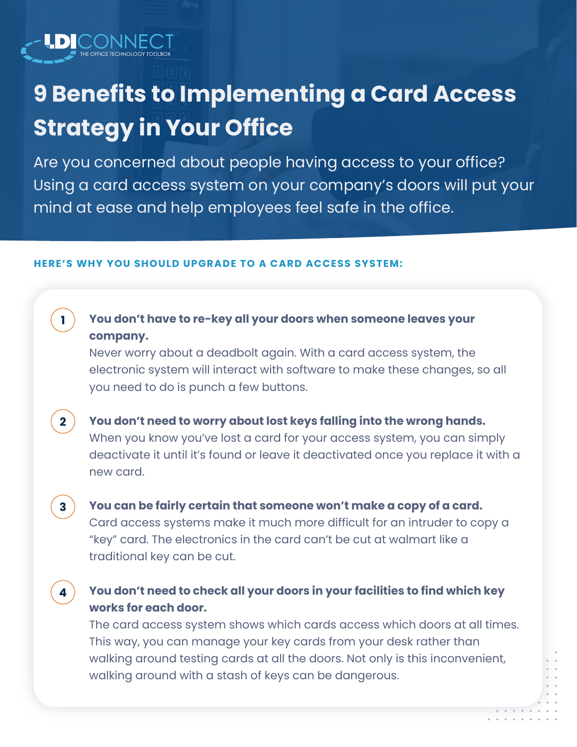LDICONNECT
THE OFFICE TECHNOLOGY TOOLBOX

# 9 Benefits to Implementing a Card Access Strategy in Your Office

Are you concerned about people having access to your office? Using a card access system on your company's doors will put your mind at ease and help employees feel safe in the office.

**HERE'S WHY YOU SHOULD UPGRADE TO A CARD ACCESS SYSTEM:**

1. **You don't have to re-key all your doors when someone leaves your company.**
   Never worry about a deadbolt again. With a card access system, the electronic system will interact with software to make these changes, so all you need to do is punch a few buttons.

2. **You don't need to worry about lost keys falling into the wrong hands.**
   When you know you've lost a card for your access system, you can simply deactivate it until it's found or leave it deactivated once you replace it with a new card.

3. **You can be fairly certain that someone won't make a copy of a card.**
   Card access systems make it much more difficult for an intruder to copy a "key" card. The electronics in the card can't be cut at walmart like a traditional key can be cut.

4. **You don't need to check all your doors in your facilities to find which key works for each door.**
   The card access system shows which cards access which doors at all times. This way, you can manage your key cards from your desk rather than walking around testing cards at all the doors. Not only is this inconvenient, walking around with a stash of keys can be dangerous.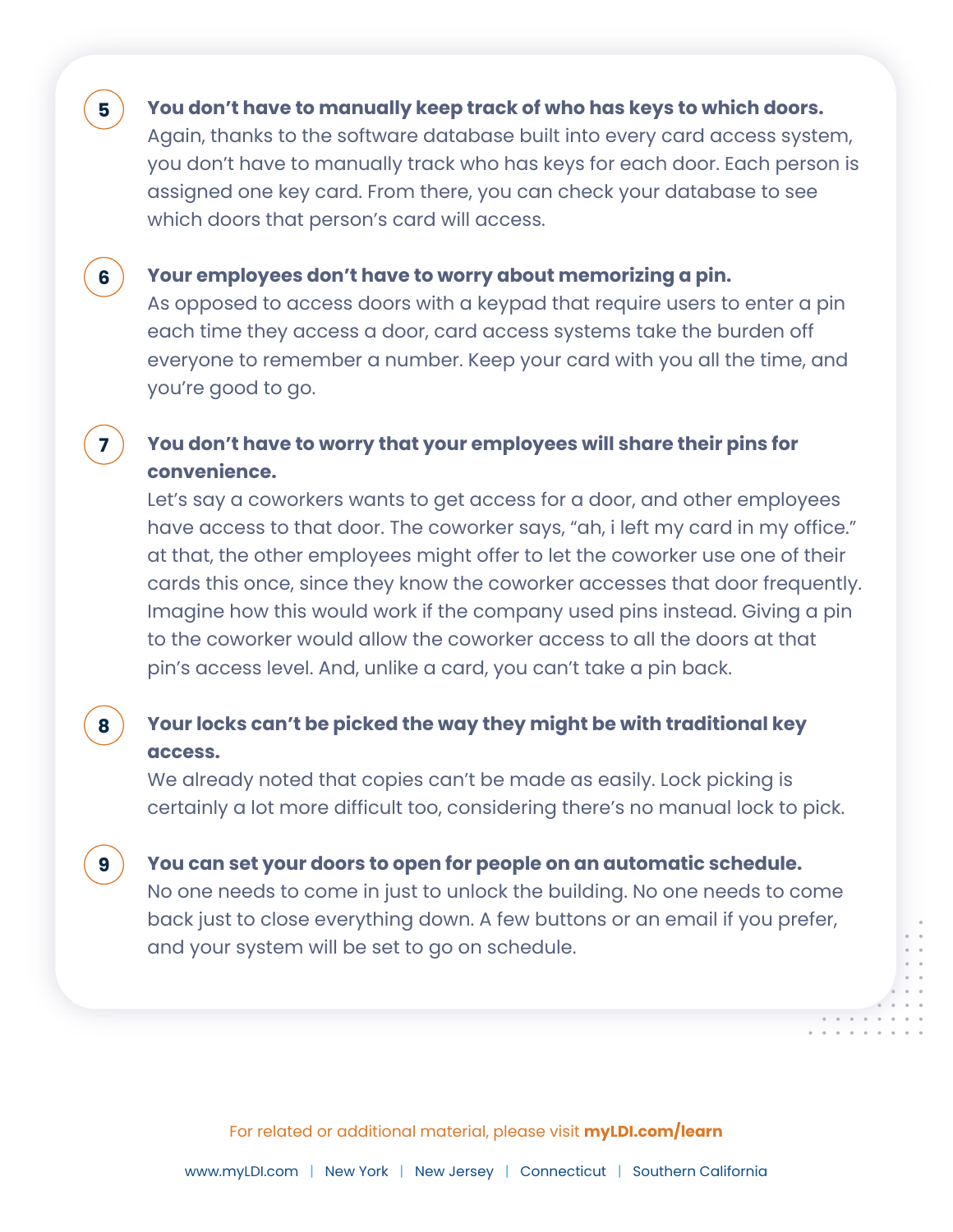5. **You don't have to manually keep track of who has keys to which doors.**
   Again, thanks to the software database built into every card access system, you don't have to manually track who has keys for each door. Each person is assigned one key card. From there, you can check your database to see which doors that person's card will access.

6. **Your employees don't have to worry about memorizing a pin.**
   As opposed to access doors with a keypad that require users to enter a pin each time they access a door, card access systems take the burden off everyone to remember a number. Keep your card with you all the time, and you're good to go.

7. **You don't have to worry that your employees will share their pins for convenience.**
   Let's say a coworkers wants to get access for a door, and other employees have access to that door. The coworker says, "ah, i left my card in my office." at that, the other employees might offer to let the coworker use one of their cards this once, since they know the coworker accesses that door frequently. Imagine how this would work if the company used pins instead. Giving a pin to the coworker would allow the coworker access to all the doors at that pin's access level. And, unlike a card, you can't take a pin back.

8. **Your locks can't be picked the way they might be with traditional key access.**
   We already noted that copies can't be made as easily. Lock picking is certainly a lot more difficult too, considering there's no manual lock to pick.

9. **You can set your doors to open for people on an automatic schedule.**
   No one needs to come in just to unlock the building. No one needs to come back just to close everything down. A few buttons or an email if you prefer, and your system will be set to go on schedule.

For related or additional material, please visit **myLDI.com/learn**

www.myLDI.com | New York | New Jersey | Connecticut | Southern California